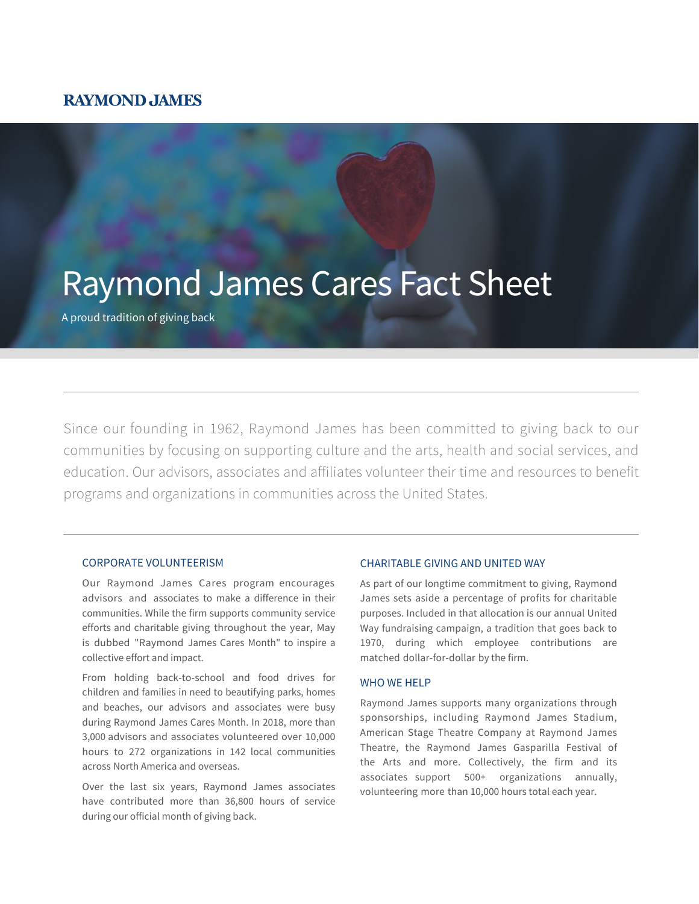RAYMOND JAMES

# Raymond James Cares Fact Sheet

A proud tradition of giving back

Since our founding in 1962, Raymond James has been committed to giving back to our communities by focusing on supporting culture and the arts, health and social services, and education. Our advisors, associates and affiliates volunteer their time and resources to benefit programs and organizations in communities across the United States.

## CORPORATE VOLUNTEERISM

Our Raymond James Cares program encourages advisors and associates to make a difference in their communities. While the firm supports community service efforts and charitable giving throughout the year, May is dubbed "Raymond James Cares Month" to inspire a collective effort and impact.

From holding back-to-school and food drives for children and families in need to beautifying parks, homes and beaches, our advisors and associates were busy during Raymond James Cares Month. In 2018, more than 3,000 advisors and associates volunteered over 10,000 hours to 272 organizations in 142 local communities across North America and overseas.

Over the last six years, Raymond James associates have contributed more than 36,800 hours of service during our official month of giving back.

## CHARITABLE GIVING AND UNITED WAY

As part of our longtime commitment to giving, Raymond James sets aside a percentage of profits for charitable purposes. Included in that allocation is our annual United Way fundraising campaign, a tradition that goes back to 1970, during which employee contributions are matched dollar-for-dollar by the firm.

## WHO WE HELP

Raymond James supports many organizations through sponsorships, including Raymond James Stadium, American Stage Theatre Company at Raymond James Theatre, the Raymond James Gasparilla Festival of the Arts and more. Collectively, the firm and its associates support 500+ organizations annually, volunteering more than 10,000 hours total each year.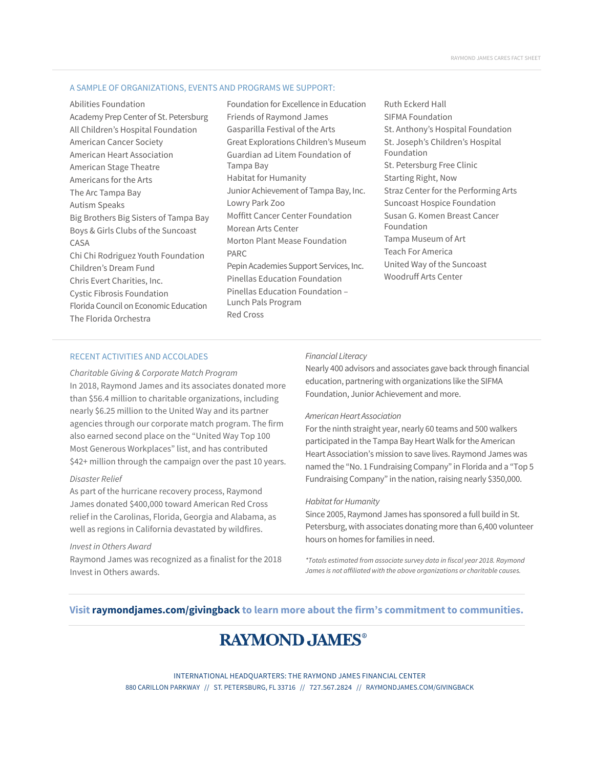## A SAMPLE OF ORGANIZATIONS, EVENTS AND PROGRAMS WE SUPPORT:

- Abilities Foundation
- Academy Prep Center of St. Petersburg
- All Children's Hospital Foundation
- American Cancer Society
- American Heart Association
- American Stage Theatre
- Americans for the Arts
- The Arc Tampa Bay
- Autism Speaks
- Big Brothers Big Sisters of Tampa Bay
- Boys & Girls Clubs of the Suncoast
- CASA
- Chi Chi Rodriguez Youth Foundation
- Children's Dream Fund
- Chris Evert Charities, Inc.
- Cystic Fibrosis Foundation
- Florida Council on Economic Education
- The Florida Orchestra
- Foundation for Excellence in Education
- Friends of Raymond James
- Gasparilla Festival of the Arts
- Great Explorations Children's Museum
- Guardian ad Litem Foundation of Tampa Bay
- Habitat for Humanity
- Junior Achievement of Tampa Bay, Inc.
- Lowry Park Zoo
- Moffitt Cancer Center Foundation
- Morean Arts Center
- Morton Plant Mease Foundation
- PARC
- Pepin Academies Support Services, Inc.
- Pinellas Education Foundation
- Pinellas Education Foundation – Lunch Pals Program
- Red Cross
- Ruth Eckerd Hall
- SIFMA Foundation
- St. Anthony's Hospital Foundation
- St. Joseph's Children's Hospital Foundation
- St. Petersburg Free Clinic
- Starting Right, Now
- Straz Center for the Performing Arts
- Suncoast Hospice Foundation
- Susan G. Komen Breast Cancer Foundation
- Tampa Museum of Art
- Teach For America
- United Way of the Suncoast
- Woodruff Arts Center

## RECENT ACTIVITIES AND ACCOLADES

*Charitable Giving & Corporate Match Program*

In 2018, Raymond James and its associates donated more than $56.4 million to charitable organizations, including nearly $6.25 million to the United Way and its partner agencies through our corporate match program. The firm also earned second place on the "United Way Top 100 Most Generous Workplaces" list, and has contributed $42+ million through the campaign over the past 10 years.

*Disaster Relief*

As part of the hurricane recovery process, Raymond James donated $400,000 toward American Red Cross relief in the Carolinas, Florida, Georgia and Alabama, as well as regions in California devastated by wildfires.

*Invest in Others Award*

Raymond James was recognized as a finalist for the 2018 Invest in Others awards.

*Financial Literacy*

Nearly 400 advisors and associates gave back through financial education, partnering with organizations like the SIFMA Foundation, Junior Achievement and more.

*American Heart Association*

For the ninth straight year, nearly 60 teams and 500 walkers participated in the Tampa Bay Heart Walk for the American Heart Association's mission to save lives. Raymond James was named the "No. 1 Fundraising Company" in Florida and a "Top 5 Fundraising Company" in the nation, raising nearly $350,000.

*Habitat for Humanity*

Since 2005, Raymond James has sponsored a full build in St. Petersburg, with associates donating more than 6,400 volunteer hours on homes for families in need.

*\*Totals estimated from associate survey data in fiscal year 2018. Raymond James is not affiliated with the above organizations or charitable causes.*

**Visit raymondjames.com/givingback to learn more about the firm's commitment to communities.**

**RAYMOND JAMES®**

INTERNATIONAL HEADQUARTERS: THE RAYMOND JAMES FINANCIAL CENTER
880 CARILLON PARKWAY // ST. PETERSBURG, FL 33716 // 727.567.2824 // RAYMONDJAMES.COM/GIVINGBACK